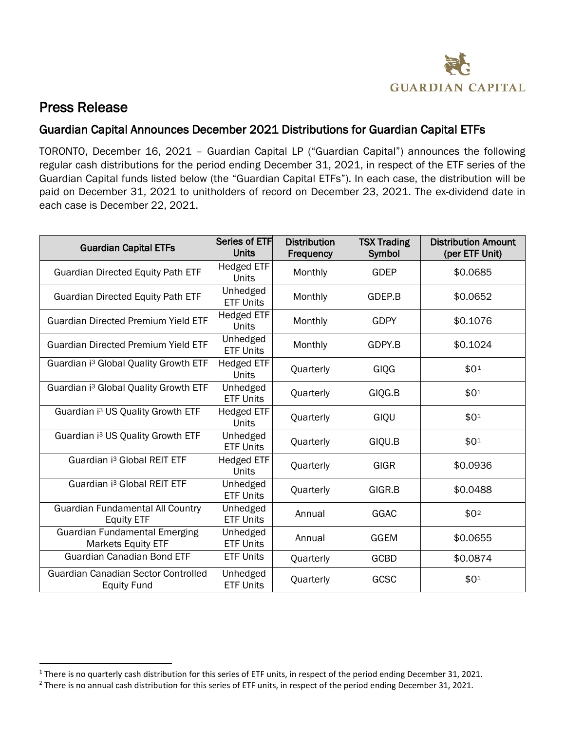GUARDIAN CAPITAL

# Press Release

## Guardian Capital Announces December 2021 Distributions for Guardian Capital ETFs

TORONTO, December 16, 2021 – Guardian Capital LP ("Guardian Capital") announces the following regular cash distributions for the period ending December 31, 2021, in respect of the ETF series of the Guardian Capital funds listed below (the "Guardian Capital ETFs"). In each case, the distribution will be paid on December 31, 2021 to unitholders of record on December 23, 2021. The ex-dividend date in each case is December 22, 2021.

| Guardian Capital ETFs | Series of ETF Units | Distribution Frequency | TSX Trading Symbol | Distribution Amount (per ETF Unit) |
|---|---|---|---|---|
| Guardian Directed Equity Path ETF | Hedged ETF Units | Monthly | GDEP | \$0.0685 |
| Guardian Directed Equity Path ETF | Unhedged ETF Units | Monthly | GDEP.B | \$0.0652 |
| Guardian Directed Premium Yield ETF | Hedged ETF Units | Monthly | GDPY | \$0.1076 |
| Guardian Directed Premium Yield ETF | Unhedged ETF Units | Monthly | GDPY.B | \$0.1024 |
| Guardian $i^3$ Global Quality Growth ETF | Hedged ETF Units | Quarterly | GIQG | \$0[1] |
| Guardian $i^3$ Global Quality Growth ETF | Unhedged ETF Units | Quarterly | GIQG.B | \$0[1] |
| Guardian $i^3$ US Quality Growth ETF | Hedged ETF Units | Quarterly | GIQU | \$0[1] |
| Guardian $i^3$ US Quality Growth ETF | Unhedged ETF Units | Quarterly | GIQU.B | \$0[1] |
| Guardian $i^3$ Global REIT ETF | Hedged ETF Units | Quarterly | GIGR | \$0.0936 |
| Guardian $i^3$ Global REIT ETF | Unhedged ETF Units | Quarterly | GIGR.B | \$0.0488 |
| Guardian Fundamental All Country Equity ETF | Unhedged ETF Units | Annual | GGAC | \$0[2] |
| Guardian Fundamental Emerging Markets Equity ETF | Unhedged ETF Units | Annual | GGEM | \$0.0655 |
| Guardian Canadian Bond ETF | ETF Units | Quarterly | GCBD | \$0.0874 |
| Guardian Canadian Sector Controlled Equity Fund | Unhedged ETF Units | Quarterly | GCSC | \$0[1] |

[1] There is no quarterly cash distribution for this series of ETF units, in respect of the period ending December 31, 2021.

[2] There is no annual cash distribution for this series of ETF units, in respect of the period ending December 31, 2021.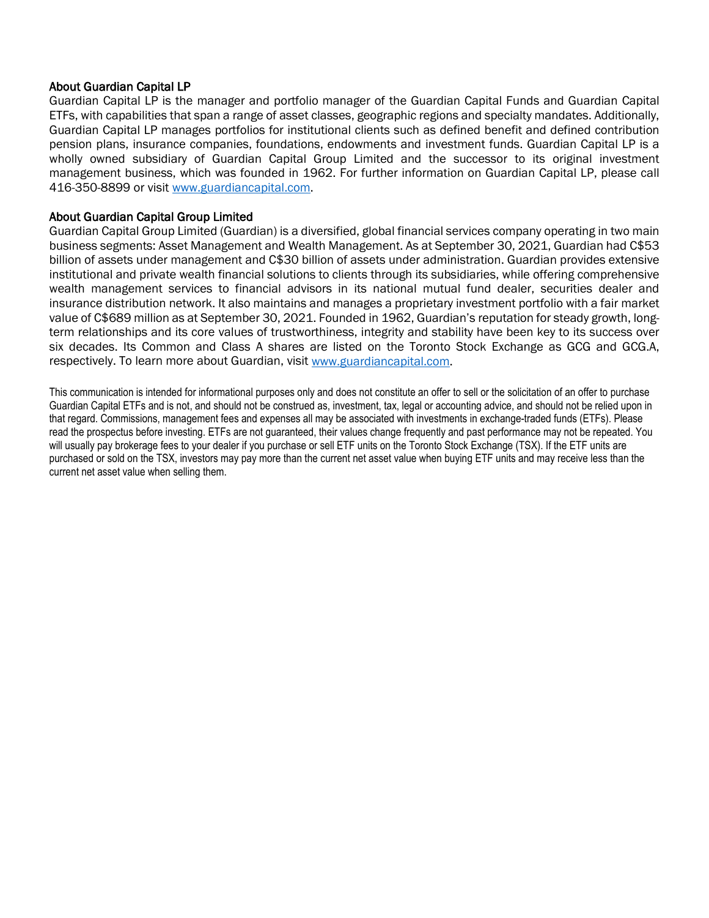### About Guardian Capital LP

Guardian Capital LP is the manager and portfolio manager of the Guardian Capital Funds and Guardian Capital ETFs, with capabilities that span a range of asset classes, geographic regions and specialty mandates. Additionally, Guardian Capital LP manages portfolios for institutional clients such as defined benefit and defined contribution pension plans, insurance companies, foundations, endowments and investment funds. Guardian Capital LP is a wholly owned subsidiary of Guardian Capital Group Limited and the successor to its original investment management business, which was founded in 1962. For further information on Guardian Capital LP, please call 416-350-8899 or visit www.guardiancapital.com.

### About Guardian Capital Group Limited

Guardian Capital Group Limited (Guardian) is a diversified, global financial services company operating in two main business segments: Asset Management and Wealth Management. As at September 30, 2021, Guardian had C$53 billion of assets under management and C$30 billion of assets under administration. Guardian provides extensive institutional and private wealth financial solutions to clients through its subsidiaries, while offering comprehensive wealth management services to financial advisors in its national mutual fund dealer, securities dealer and insurance distribution network. It also maintains and manages a proprietary investment portfolio with a fair market value of C$689 million as at September 30, 2021. Founded in 1962, Guardian's reputation for steady growth, long-term relationships and its core values of trustworthiness, integrity and stability have been key to its success over six decades. Its Common and Class A shares are listed on the Toronto Stock Exchange as GCG and GCG.A, respectively. To learn more about Guardian, visit www.guardiancapital.com.

This communication is intended for informational purposes only and does not constitute an offer to sell or the solicitation of an offer to purchase Guardian Capital ETFs and is not, and should not be construed as, investment, tax, legal or accounting advice, and should not be relied upon in that regard. Commissions, management fees and expenses all may be associated with investments in exchange-traded funds (ETFs). Please read the prospectus before investing. ETFs are not guaranteed, their values change frequently and past performance may not be repeated. You will usually pay brokerage fees to your dealer if you purchase or sell ETF units on the Toronto Stock Exchange (TSX). If the ETF units are purchased or sold on the TSX, investors may pay more than the current net asset value when buying ETF units and may receive less than the current net asset value when selling them.